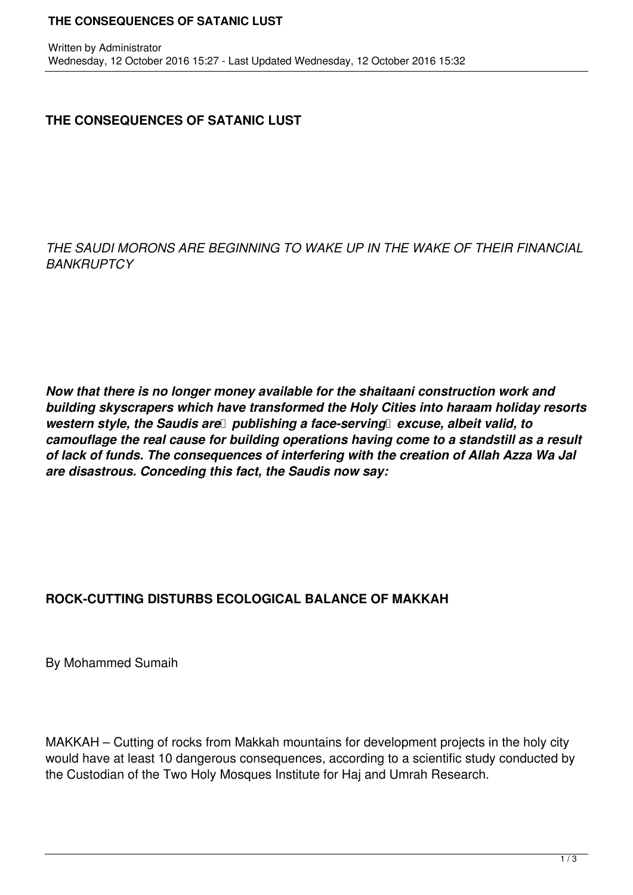# THE CONSEQUENCES OF SATANIC LUST

*THE SAUDI MORONS ARE BEGINNING TO WAKE UP IN THE WAKE OF THEIR FINANCIAL BANKRUPTCY*

***Now that there is no longer money available for the shaitaani construction work and building skyscrapers which have transformed the Holy Cities into haraam holiday resorts western style, the Saudis are publishing a face-serving excuse, albeit valid, to camouflage the real cause for building operations having come to a standstill as a result of lack of funds. The consequences of interfering with the creation of Allah Azza Wa Jal are disastrous. Conceding this fact, the Saudis now say:***

## ROCK-CUTTING DISTURBS ECOLOGICAL BALANCE OF MAKKAH

By Mohammed Sumaih

MAKKAH – Cutting of rocks from Makkah mountains for development projects in the holy city would have at least 10 dangerous consequences, according to a scientific study conducted by the Custodian of the Two Holy Mosques Institute for Haj and Umrah Research.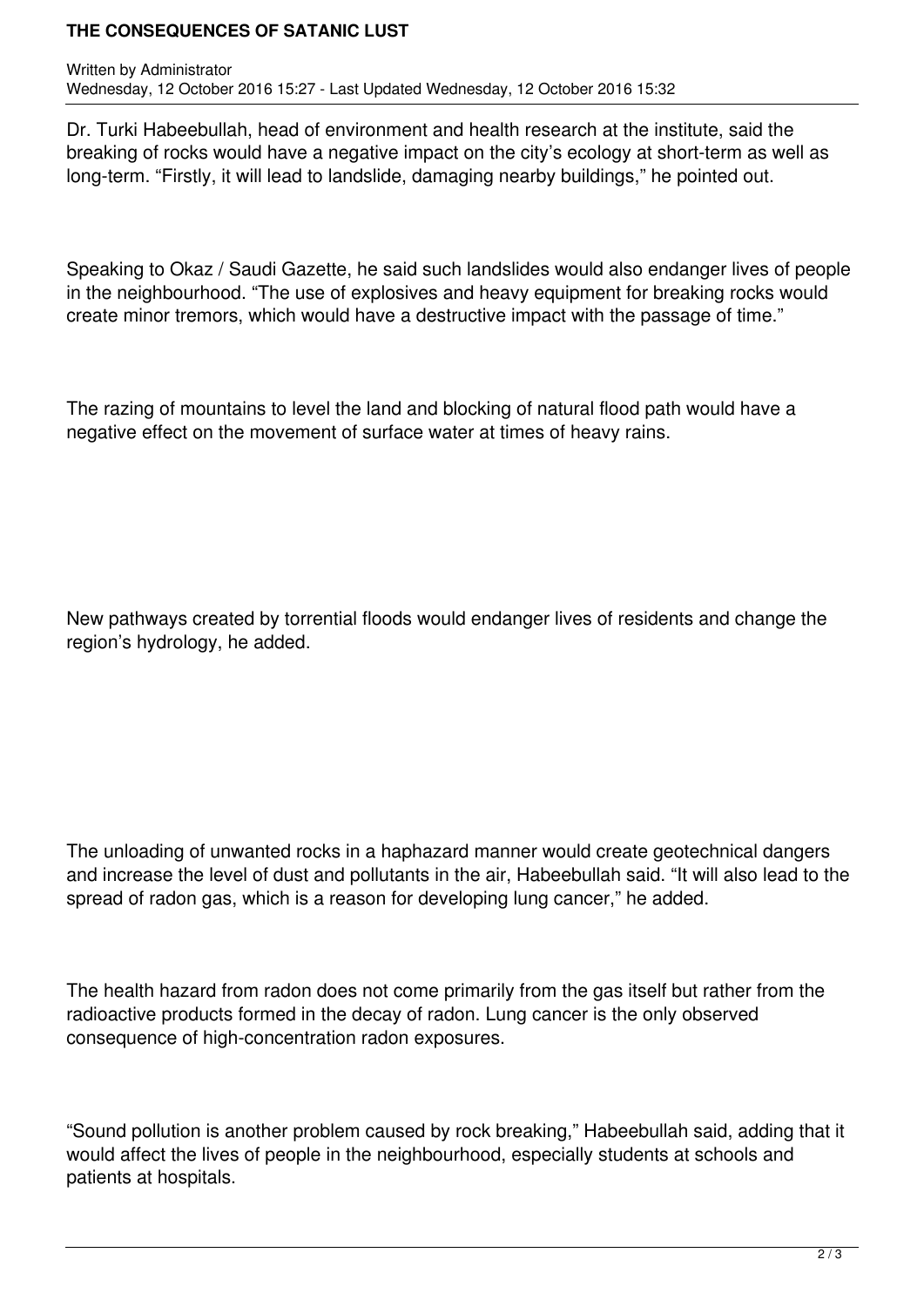Dr. Turki Habeebullah, head of environment and health research at the institute, said the breaking of rocks would have a negative impact on the city's ecology at short-term as well as long-term. "Firstly, it will lead to landslide, damaging nearby buildings," he pointed out.

Speaking to Okaz / Saudi Gazette, he said such landslides would also endanger lives of people in the neighbourhood. "The use of explosives and heavy equipment for breaking rocks would create minor tremors, which would have a destructive impact with the passage of time."

The razing of mountains to level the land and blocking of natural flood path would have a negative effect on the movement of surface water at times of heavy rains.

New pathways created by torrential floods would endanger lives of residents and change the region's hydrology, he added.

The unloading of unwanted rocks in a haphazard manner would create geotechnical dangers and increase the level of dust and pollutants in the air, Habeebullah said. "It will also lead to the spread of radon gas, which is a reason for developing lung cancer," he added.

The health hazard from radon does not come primarily from the gas itself but rather from the radioactive products formed in the decay of radon. Lung cancer is the only observed consequence of high-concentration radon exposures.

"Sound pollution is another problem caused by rock breaking," Habeebullah said, adding that it would affect the lives of people in the neighbourhood, especially students at schools and patients at hospitals.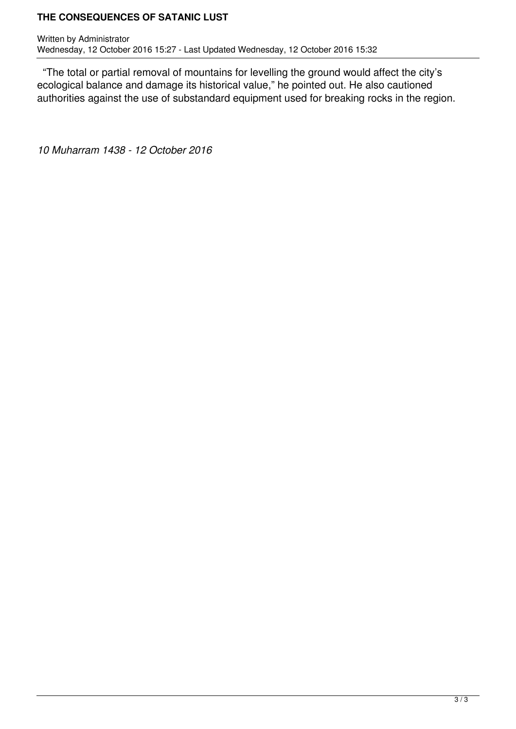"The total or partial removal of mountains for levelling the ground would affect the city's ecological balance and damage its historical value," he pointed out. He also cautioned authorities against the use of substandard equipment used for breaking rocks in the region.

*10 Muharram 1438 - 12 October 2016*